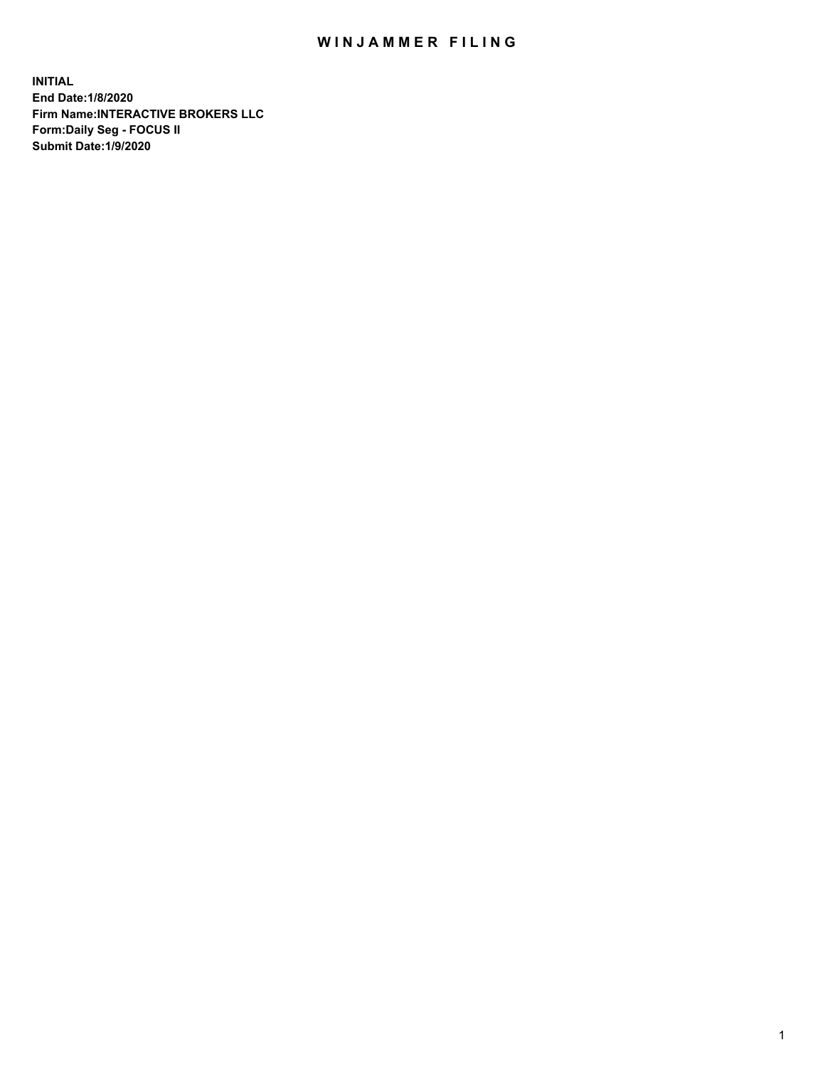# WINJAMMER FILING

**INITIAL**
**End Date:1/8/2020**
**Firm Name:INTERACTIVE BROKERS LLC**
**Form:Daily Seg - FOCUS II**
**Submit Date:1/9/2020**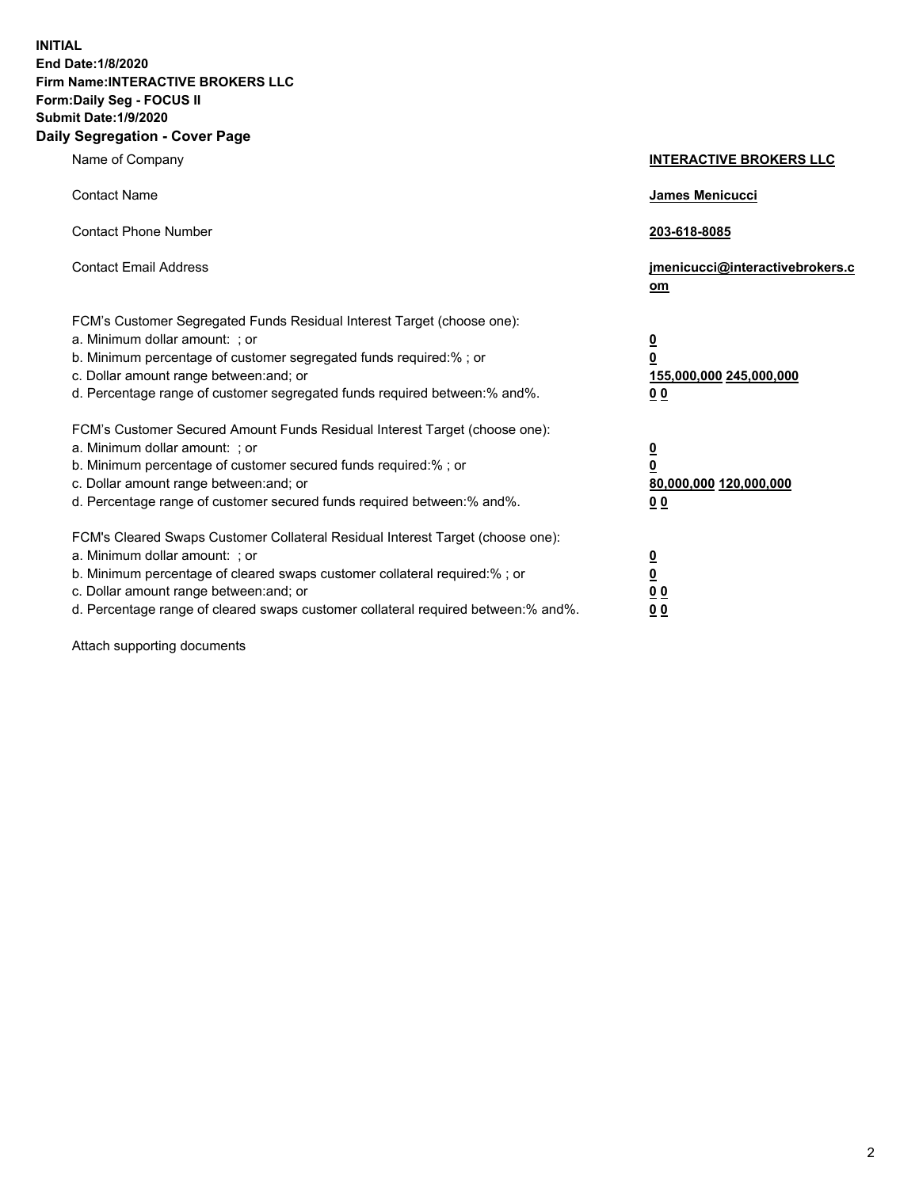**INITIAL**
**End Date:1/8/2020**
**Firm Name:INTERACTIVE BROKERS LLC**
**Form:Daily Seg - FOCUS II**
**Submit Date:1/9/2020**
**Daily Segregation - Cover Page**

| | |
|---|---|
| Name of Company | **INTERACTIVE BROKERS LLC** |
| Contact Name | **James Menicucci** |
| Contact Phone Number | **203-618-8085** |
| Contact Email Address | **jmenicucci@interactivebrokers.com** |

FCM's Customer Segregated Funds Residual Interest Target (choose one):

| | |
|---|---|
| a. Minimum dollar amount: ; or | **0** |
| b. Minimum percentage of customer segregated funds required:% ; or | **0** |
| c. Dollar amount range between:and; or | **155,000,000 245,000,000** |
| d. Percentage range of customer segregated funds required between:% and%. | **0 0** |

FCM's Customer Secured Amount Funds Residual Interest Target (choose one):

| | |
|---|---|
| a. Minimum dollar amount: ; or | **0** |
| b. Minimum percentage of customer secured funds required:% ; or | **0** |
| c. Dollar amount range between:and; or | **80,000,000 120,000,000** |
| d. Percentage range of customer secured funds required between:% and%. | **0 0** |

FCM's Cleared Swaps Customer Collateral Residual Interest Target (choose one):

| | |
|---|---|
| a. Minimum dollar amount: ; or | **0** |
| b. Minimum percentage of cleared swaps customer collateral required:% ; or | **0** |
| c. Dollar amount range between:and; or | **0 0** |
| d. Percentage range of cleared swaps customer collateral required between:% and%. | **0 0** |

Attach supporting documents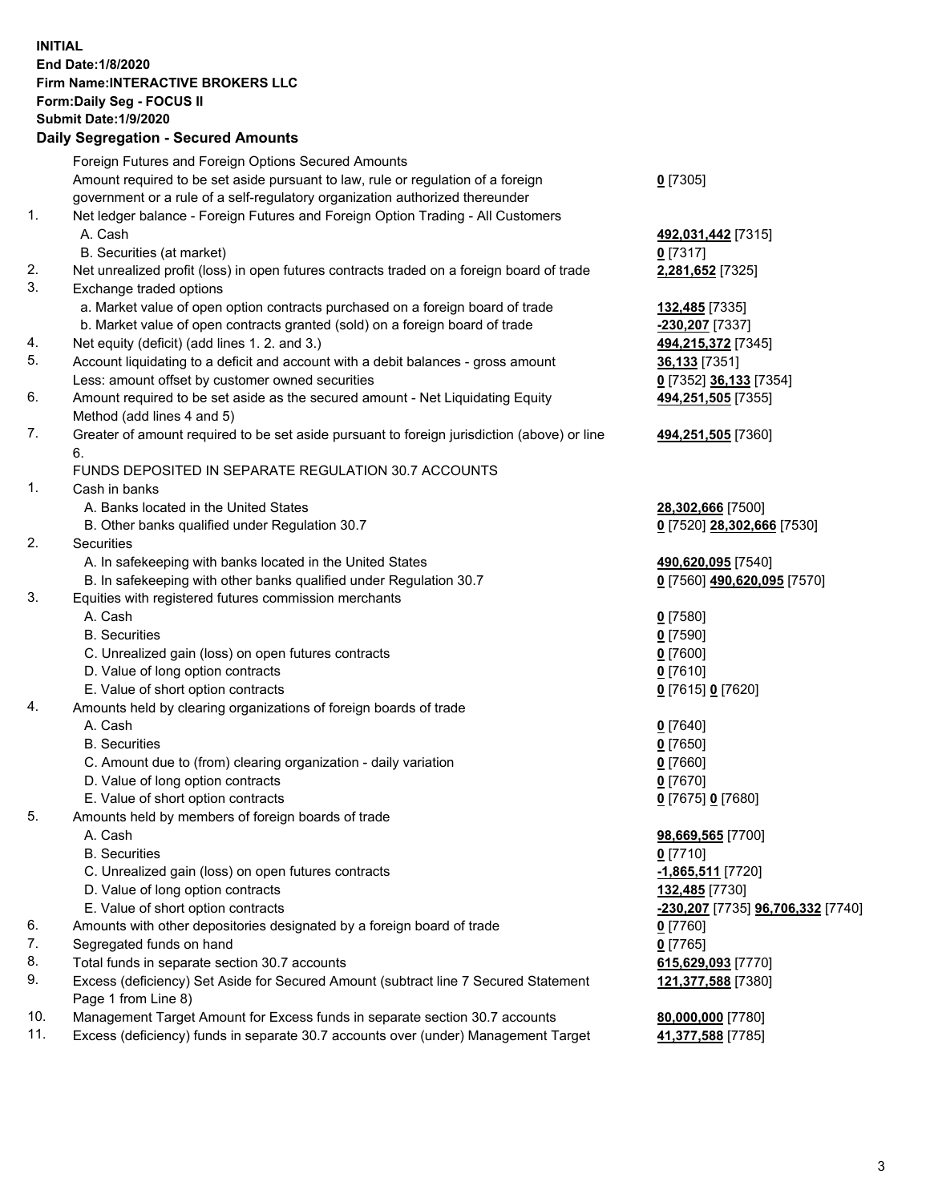**INITIAL**
**End Date:1/8/2020**
**Firm Name:INTERACTIVE BROKERS LLC**
**Form:Daily Seg - FOCUS II**
**Submit Date:1/9/2020**
**Daily Segregation - Secured Amounts**

| | | |
|---|---|---|
| | Foreign Futures and Foreign Options Secured Amounts | |
| | Amount required to be set aside pursuant to law, rule or regulation of a foreign government or a rule of a self-regulatory organization authorized thereunder | **0** [7305] |
| 1. | Net ledger balance - Foreign Futures and Foreign Option Trading - All Customers | |
| | A. Cash | **492,031,442** [7315] |
| | B. Securities (at market) | **0** [7317] |
| 2. | Net unrealized profit (loss) in open futures contracts traded on a foreign board of trade | **2,281,652** [7325] |
| 3. | Exchange traded options | |
| | a. Market value of open option contracts purchased on a foreign board of trade | **132,485** [7335] |
| | b. Market value of open contracts granted (sold) on a foreign board of trade | **-230,207** [7337] |
| 4. | Net equity (deficit) (add lines 1. 2. and 3.) | **494,215,372** [7345] |
| 5. | Account liquidating to a deficit and account with a debit balances - gross amount | **36,133** [7351] |
| | Less: amount offset by customer owned securities | **0** [7352] **36,133** [7354] |
| 6. | Amount required to be set aside as the secured amount - Net Liquidating Equity Method (add lines 4 and 5) | **494,251,505** [7355] |
| 7. | Greater of amount required to be set aside pursuant to foreign jurisdiction (above) or line 6. | **494,251,505** [7360] |
| | FUNDS DEPOSITED IN SEPARATE REGULATION 30.7 ACCOUNTS | |
| 1. | Cash in banks | |
| | A. Banks located in the United States | **28,302,666** [7500] |
| | B. Other banks qualified under Regulation 30.7 | **0** [7520] **28,302,666** [7530] |
| 2. | Securities | |
| | A. In safekeeping with banks located in the United States | **490,620,095** [7540] |
| | B. In safekeeping with other banks qualified under Regulation 30.7 | **0** [7560] **490,620,095** [7570] |
| 3. | Equities with registered futures commission merchants | |
| | A. Cash | **0** [7580] |
| | B. Securities | **0** [7590] |
| | C. Unrealized gain (loss) on open futures contracts | **0** [7600] |
| | D. Value of long option contracts | **0** [7610] |
| | E. Value of short option contracts | **0** [7615] **0** [7620] |
| 4. | Amounts held by clearing organizations of foreign boards of trade | |
| | A. Cash | **0** [7640] |
| | B. Securities | **0** [7650] |
| | C. Amount due to (from) clearing organization - daily variation | **0** [7660] |
| | D. Value of long option contracts | **0** [7670] |
| | E. Value of short option contracts | **0** [7675] **0** [7680] |
| 5. | Amounts held by members of foreign boards of trade | |
| | A. Cash | **98,669,565** [7700] |
| | B. Securities | **0** [7710] |
| | C. Unrealized gain (loss) on open futures contracts | **-1,865,511** [7720] |
| | D. Value of long option contracts | **132,485** [7730] |
| | E. Value of short option contracts | **-230,207** [7735] **96,706,332** [7740] |
| 6. | Amounts with other depositories designated by a foreign board of trade | **0** [7760] |
| 7. | Segregated funds on hand | **0** [7765] |
| 8. | Total funds in separate section 30.7 accounts | **615,629,093** [7770] |
| 9. | Excess (deficiency) Set Aside for Secured Amount (subtract line 7 Secured Statement Page 1 from Line 8) | **121,377,588** [7380] |
| 10. | Management Target Amount for Excess funds in separate section 30.7 accounts | **80,000,000** [7780] |
| 11. | Excess (deficiency) funds in separate 30.7 accounts over (under) Management Target | **41,377,588** [7785] |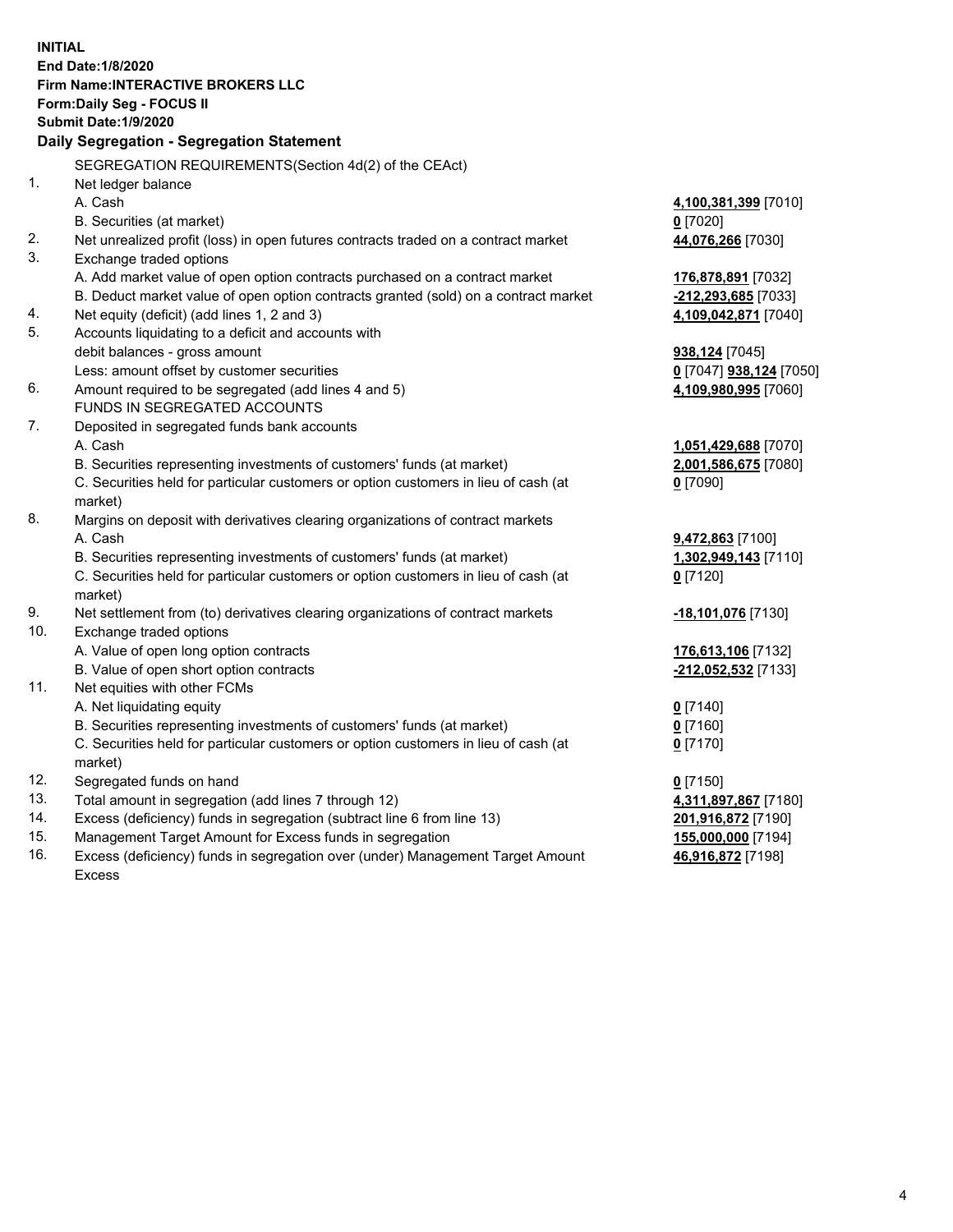**INITIAL**
**End Date:1/8/2020**
**Firm Name:INTERACTIVE BROKERS LLC**
**Form:Daily Seg - FOCUS II**
**Submit Date:1/9/2020**

**Daily Segregation - Segregation Statement**

SEGREGATION REQUIREMENTS(Section 4d(2) of the CEAct)

| | | |
|---|---|---|
| 1. | Net ledger balance | |
| | A. Cash | **4,100,381,399** [7010] |
| | B. Securities (at market) | **0** [7020] |
| 2. | Net unrealized profit (loss) in open futures contracts traded on a contract market | **44,076,266** [7030] |
| 3. | Exchange traded options | |
| | A. Add market value of open option contracts purchased on a contract market | **176,878,891** [7032] |
| | B. Deduct market value of open option contracts granted (sold) on a contract market | **-212,293,685** [7033] |
| 4. | Net equity (deficit) (add lines 1, 2 and 3) | **4,109,042,871** [7040] |
| 5. | Accounts liquidating to a deficit and accounts with | |
| | debit balances - gross amount | **938,124** [7045] |
| | Less: amount offset by customer securities | **0** [7047] **938,124** [7050] |
| 6. | Amount required to be segregated (add lines 4 and 5) | **4,109,980,995** [7060] |
| | FUNDS IN SEGREGATED ACCOUNTS | |
| 7. | Deposited in segregated funds bank accounts | |
| | A. Cash | **1,051,429,688** [7070] |
| | B. Securities representing investments of customers' funds (at market) | **2,001,586,675** [7080] |
| | C. Securities held for particular customers or option customers in lieu of cash (at market) | **0** [7090] |
| 8. | Margins on deposit with derivatives clearing organizations of contract markets | |
| | A. Cash | **9,472,863** [7100] |
| | B. Securities representing investments of customers' funds (at market) | **1,302,949,143** [7110] |
| | C. Securities held for particular customers or option customers in lieu of cash (at market) | **0** [7120] |
| 9. | Net settlement from (to) derivatives clearing organizations of contract markets | **-18,101,076** [7130] |
| 10. | Exchange traded options | |
| | A. Value of open long option contracts | **176,613,106** [7132] |
| | B. Value of open short option contracts | **-212,052,532** [7133] |
| 11. | Net equities with other FCMs | |
| | A. Net liquidating equity | **0** [7140] |
| | B. Securities representing investments of customers' funds (at market) | **0** [7160] |
| | C. Securities held for particular customers or option customers in lieu of cash (at market) | **0** [7170] |
| 12. | Segregated funds on hand | **0** [7150] |
| 13. | Total amount in segregation (add lines 7 through 12) | **4,311,897,867** [7180] |
| 14. | Excess (deficiency) funds in segregation (subtract line 6 from line 13) | **201,916,872** [7190] |
| 15. | Management Target Amount for Excess funds in segregation | **155,000,000** [7194] |
| 16. | Excess (deficiency) funds in segregation over (under) Management Target Amount Excess | **46,916,872** [7198] |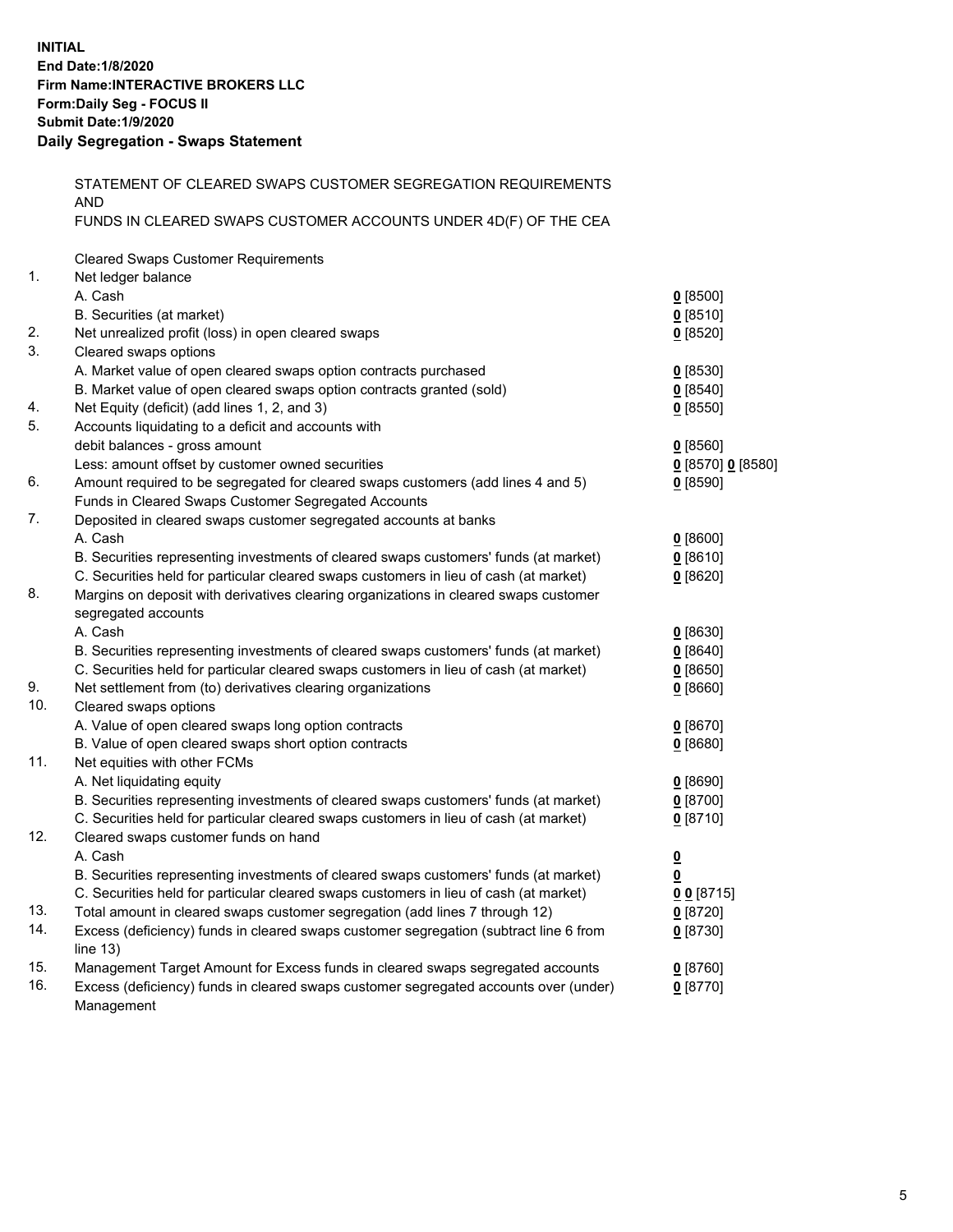**INITIAL**
**End Date:1/8/2020**
**Firm Name:INTERACTIVE BROKERS LLC**
**Form:Daily Seg - FOCUS II**
**Submit Date:1/9/2020**
**Daily Segregation - Swaps Statement**

STATEMENT OF CLEARED SWAPS CUSTOMER SEGREGATION REQUIREMENTS
AND
FUNDS IN CLEARED SWAPS CUSTOMER ACCOUNTS UNDER 4D(F) OF THE CEA

| | | |
|---|---|---|
| | Cleared Swaps Customer Requirements | |
| 1. | Net ledger balance | |
| | A. Cash | 0 [8500] |
| | B. Securities (at market) | 0 [8510] |
| 2. | Net unrealized profit (loss) in open cleared swaps | 0 [8520] |
| 3. | Cleared swaps options | |
| | A. Market value of open cleared swaps option contracts purchased | 0 [8530] |
| | B. Market value of open cleared swaps option contracts granted (sold) | 0 [8540] |
| 4. | Net Equity (deficit) (add lines 1, 2, and 3) | 0 [8550] |
| 5. | Accounts liquidating to a deficit and accounts with debit balances - gross amount | 0 [8560] |
| | Less: amount offset by customer owned securities | 0 [8570] 0 [8580] |
| 6. | Amount required to be segregated for cleared swaps customers (add lines 4 and 5) | 0 [8590] |
| | Funds in Cleared Swaps Customer Segregated Accounts | |
| 7. | Deposited in cleared swaps customer segregated accounts at banks | |
| | A. Cash | 0 [8600] |
| | B. Securities representing investments of cleared swaps customers' funds (at market) | 0 [8610] |
| | C. Securities held for particular cleared swaps customers in lieu of cash (at market) | 0 [8620] |
| 8. | Margins on deposit with derivatives clearing organizations in cleared swaps customer segregated accounts | |
| | A. Cash | 0 [8630] |
| | B. Securities representing investments of cleared swaps customers' funds (at market) | 0 [8640] |
| | C. Securities held for particular cleared swaps customers in lieu of cash (at market) | 0 [8650] |
| 9. | Net settlement from (to) derivatives clearing organizations | 0 [8660] |
| 10. | Cleared swaps options | |
| | A. Value of open cleared swaps long option contracts | 0 [8670] |
| | B. Value of open cleared swaps short option contracts | 0 [8680] |
| 11. | Net equities with other FCMs | |
| | A. Net liquidating equity | 0 [8690] |
| | B. Securities representing investments of cleared swaps customers' funds (at market) | 0 [8700] |
| | C. Securities held for particular cleared swaps customers in lieu of cash (at market) | 0 [8710] |
| 12. | Cleared swaps customer funds on hand | |
| | A. Cash | 0 |
| | B. Securities representing investments of cleared swaps customers' funds (at market) | 0 |
| | C. Securities held for particular cleared swaps customers in lieu of cash (at market) | 0 0 [8715] |
| 13. | Total amount in cleared swaps customer segregation (add lines 7 through 12) | 0 [8720] |
| 14. | Excess (deficiency) funds in cleared swaps customer segregation (subtract line 6 from line 13) | 0 [8730] |
| 15. | Management Target Amount for Excess funds in cleared swaps segregated accounts | 0 [8760] |
| 16. | Excess (deficiency) funds in cleared swaps customer segregated accounts over (under) Management | 0 [8770] |